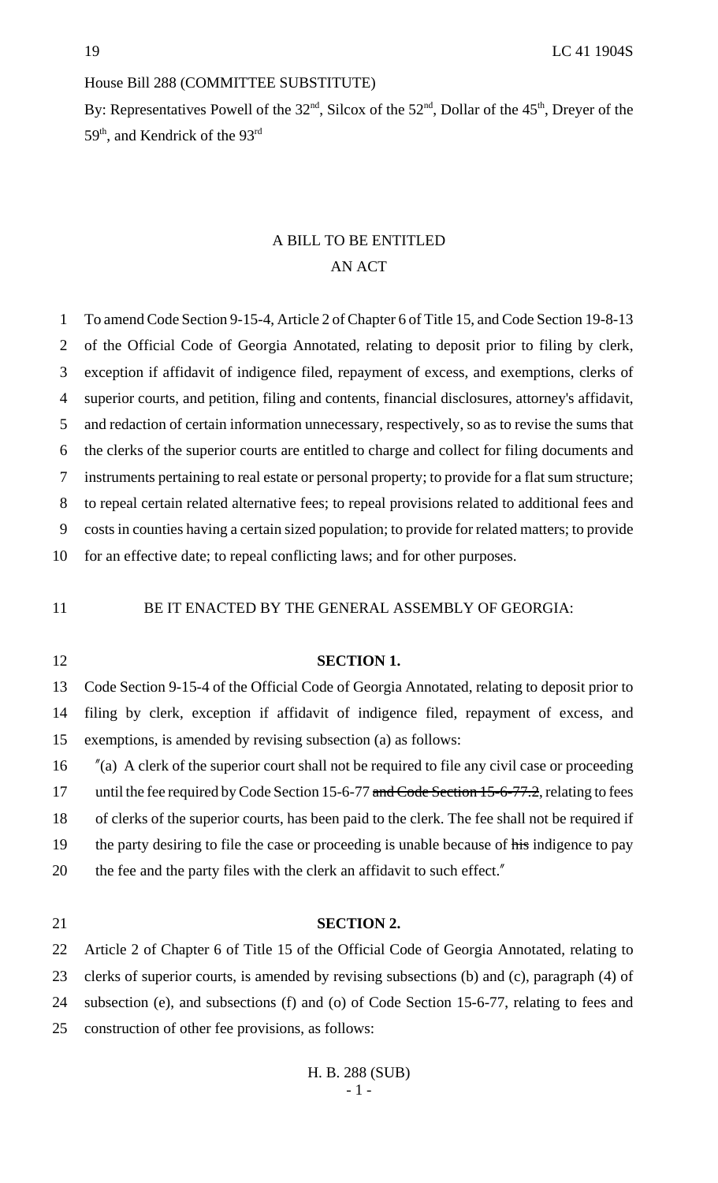House Bill 288 (COMMITTEE SUBSTITUTE)

By: Representatives Powell of the 32nd, Silcox of the 52nd, Dollar of the 45th, Dreyer of the 59th, and Kendrick of the 93rd

A BILL TO BE ENTITLED

AN ACT

1 To amend Code Section 9-15-4, Article 2 of Chapter 6 of Title 15, and Code Section 19-8-13
2 of the Official Code of Georgia Annotated, relating to deposit prior to filing by clerk,
3 exception if affidavit of indigence filed, repayment of excess, and exemptions, clerks of
4 superior courts, and petition, filing and contents, financial disclosures, attorney's affidavit,
5 and redaction of certain information unnecessary, respectively, so as to revise the sums that
6 the clerks of the superior courts are entitled to charge and collect for filing documents and
7 instruments pertaining to real estate or personal property; to provide for a flat sum structure;
8 to repeal certain related alternative fees; to repeal provisions related to additional fees and
9 costs in counties having a certain sized population; to provide for related matters; to provide
10 for an effective date; to repeal conflicting laws; and for other purposes.

11 BE IT ENACTED BY THE GENERAL ASSEMBLY OF GEORGIA:

12 **SECTION 1.**

13 Code Section 9-15-4 of the Official Code of Georgia Annotated, relating to deposit prior to
14 filing by clerk, exception if affidavit of indigence filed, repayment of excess, and
15 exemptions, is amended by revising subsection (a) as follows:

16 "(a) A clerk of the superior court shall not be required to file any civil case or proceeding
17 until the fee required by Code Section 15-6-77 ~~and Code Section 15-6-77.2~~, relating to fees
18 of clerks of the superior courts, has been paid to the clerk. The fee shall not be required if
19 the party desiring to file the case or proceeding is unable because of ~~his~~ indigence to pay
20 the fee and the party files with the clerk an affidavit to such effect."

21 **SECTION 2.**

22 Article 2 of Chapter 6 of Title 15 of the Official Code of Georgia Annotated, relating to
23 clerks of superior courts, is amended by revising subsections (b) and (c), paragraph (4) of
24 subsection (e), and subsections (f) and (o) of Code Section 15-6-77, relating to fees and
25 construction of other fee provisions, as follows: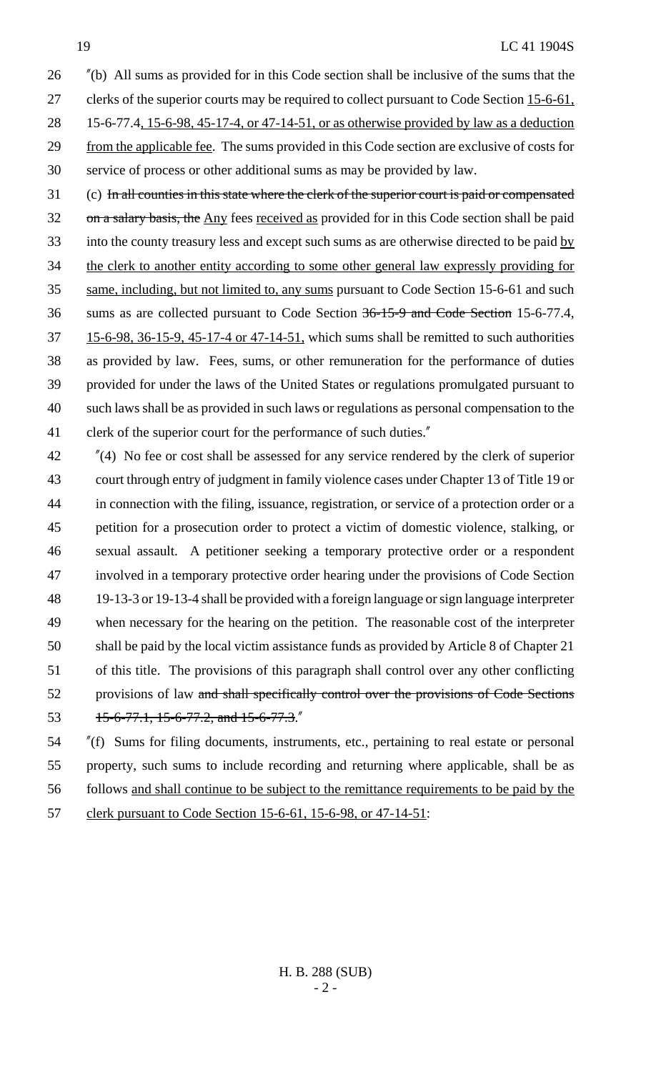"(b) All sums as provided for in this Code section shall be inclusive of the sums that the clerks of the superior courts may be required to collect pursuant to Code Section 15-6-61, 15-6-77.4, 15-6-98, 45-17-4, or 47-14-51, or as otherwise provided by law as a deduction from the applicable fee. The sums provided in this Code section are exclusive of costs for service of process or other additional sums as may be provided by law.

(c) ~~In all counties in this state where the clerk of the superior court is paid or compensated on a salary basis, the~~ Any fees received as provided for in this Code section shall be paid into the county treasury less and except such sums as are otherwise directed to be paid by the clerk to another entity according to some other general law expressly providing for same, including, but not limited to, any sums pursuant to Code Section 15-6-61 and such sums as are collected pursuant to Code Section ~~36-15-9 and Code Section~~ 15-6-77.4, 15-6-98, 36-15-9, 45-17-4 or 47-14-51, which sums shall be remitted to such authorities as provided by law. Fees, sums, or other remuneration for the performance of duties provided for under the laws of the United States or regulations promulgated pursuant to such laws shall be as provided in such laws or regulations as personal compensation to the clerk of the superior court for the performance of such duties."

"(4) No fee or cost shall be assessed for any service rendered by the clerk of superior court through entry of judgment in family violence cases under Chapter 13 of Title 19 or in connection with the filing, issuance, registration, or service of a protection order or a petition for a prosecution order to protect a victim of domestic violence, stalking, or sexual assault. A petitioner seeking a temporary protective order or a respondent involved in a temporary protective order hearing under the provisions of Code Section 19-13-3 or 19-13-4 shall be provided with a foreign language or sign language interpreter when necessary for the hearing on the petition. The reasonable cost of the interpreter shall be paid by the local victim assistance funds as provided by Article 8 of Chapter 21 of this title. The provisions of this paragraph shall control over any other conflicting provisions of law ~~and shall specifically control over the provisions of Code Sections 15-6-77.1, 15-6-77.2, and 15-6-77.3~~."

"(f) Sums for filing documents, instruments, etc., pertaining to real estate or personal property, such sums to include recording and returning where applicable, shall be as follows and shall continue to be subject to the remittance requirements to be paid by the clerk pursuant to Code Section 15-6-61, 15-6-98, or 47-14-51: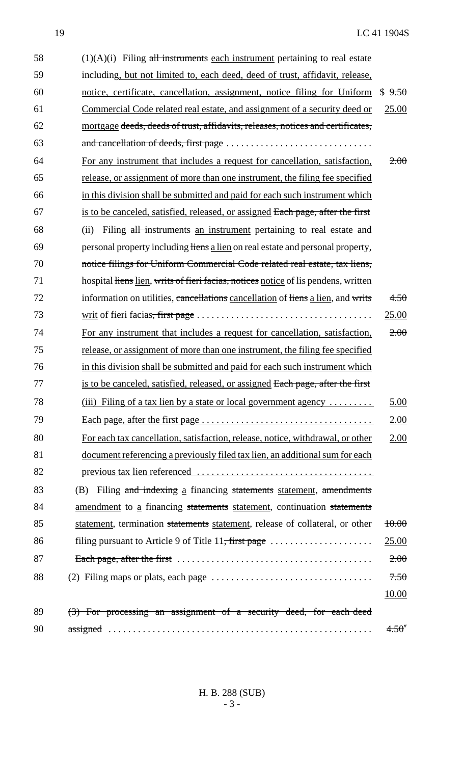(1)(A)(i) Filing ~~all instruments~~ each instrument pertaining to real estate including, but not limited to, each deed, deed of trust, affidavit, release, notice, certificate, cancellation, assignment, notice filing for Uniform Commercial Code related real estate, and assignment of a security deed or mortgage ~~deeds, deeds of trust, affidavits, releases, notices and certificates, and cancellation of deeds, first page~~ . . . . . . . . . . . . . . . . . . . . . . . . . . . . . . $ ~~9.50~~ 25.00

For any instrument that includes a request for cancellation, satisfaction, release, or assignment of more than one instrument, the filing fee specified in this division shall be submitted and paid for each such instrument which is to be canceled, satisfied, released, or assigned ~~Each page, after the first~~ ~~2.00~~

(ii) Filing ~~all instruments~~ an instrument pertaining to real estate and personal property including ~~liens~~ a lien on real estate and personal property, ~~notice filings for Uniform Commercial Code related real estate, tax liens,~~ hospital ~~liens~~ lien, ~~writs of fieri facias, notices~~ notice of lis pendens, written information on utilities, ~~cancellations~~ cancellation of ~~liens~~ a lien, and ~~writs~~ writ of fieri facias~~, first page~~ . . . . . . . . . . . . . . . . . . . . . . . . . . . . . . . . . . . ~~4.50~~ 25.00

For any instrument that includes a request for cancellation, satisfaction, release, or assignment of more than one instrument, the filing fee specified in this division shall be submitted and paid for each such instrument which is to be canceled, satisfied, released, or assigned ~~Each page, after the first~~ ~~2.00~~

(iii) Filing of a tax lien by a state or local government agency . . . . . . . . . 5.00

Each page, after the first page . . . . . . . . . . . . . . . . . . . . . . . . . . . . . . . . . . . 2.00

For each tax cancellation, satisfaction, release, notice, withdrawal, or other document referencing a previously filed tax lien, an additional sum for each previous tax lien referenced . . . . . . . . . . . . . . . . . . . . . . . . . . . . . . . . . . . . 2.00

(B) Filing ~~and indexing~~ a financing ~~statements~~ statement, ~~amendments~~ amendment to a financing ~~statements~~ statement, continuation ~~statements~~ statement, termination ~~statements~~ statement, release of collateral, or other filing pursuant to Article 9 of Title 11~~, first page~~ . . . . . . . . . . . . . . . . . . . . ~~10.00~~ 25.00

~~Each page, after the first~~ . . . . . . . . . . . . . . . . . . . . . . . . . . . . . . . . . . . . . . ~~2.00~~

(2) Filing maps or plats, each page . . . . . . . . . . . . . . . . . . . . . . . . . . . . . . . . ~~7.50~~ 10.00

~~(3) For processing an assignment of a security deed, for each deed assigned~~ . . . . . . . . . . . . . . . . . . . . . . . . . . . . . . . . . . . . . . . . . . . . . . . . . . . ~~4.50~~"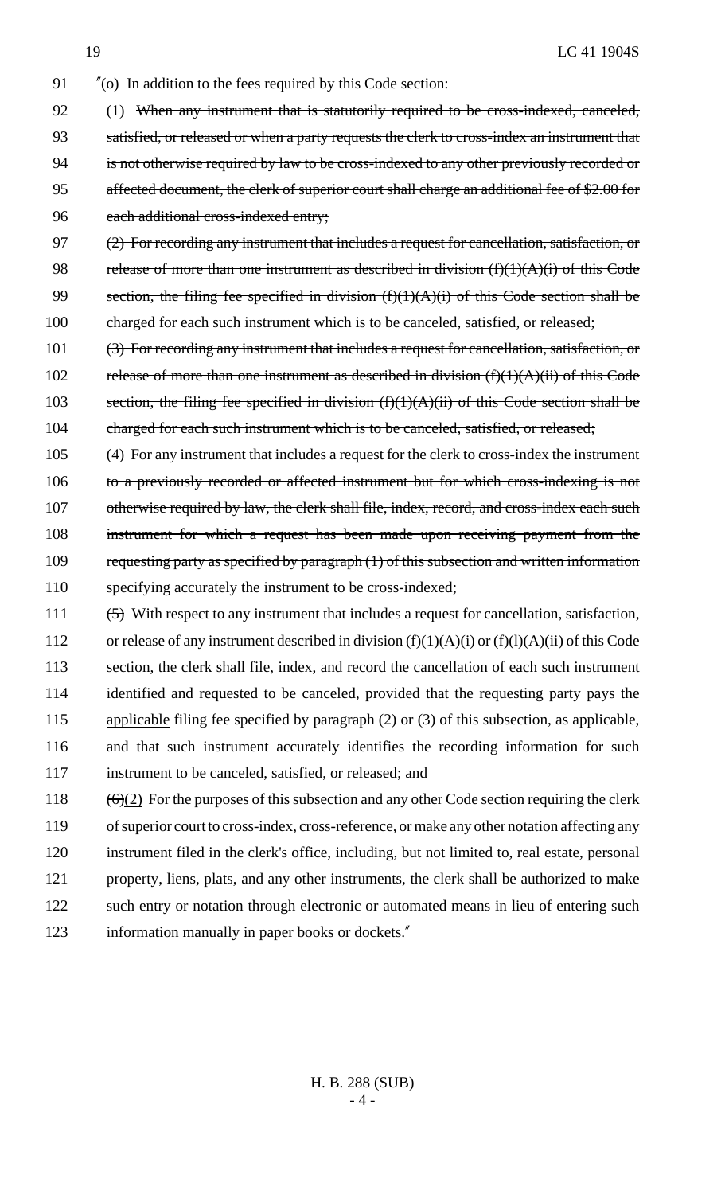″(o) In addition to the fees required by this Code section:

(1) ~~When any instrument that is statutorily required to be cross-indexed, canceled, satisfied, or released or when a party requests the clerk to cross-index an instrument that is not otherwise required by law to be cross-indexed to any other previously recorded or affected document, the clerk of superior court shall charge an additional fee of $2.00 for each additional cross-indexed entry;~~

~~(2) For recording any instrument that includes a request for cancellation, satisfaction, or release of more than one instrument as described in division (f)(1)(A)(i) of this Code section, the filing fee specified in division (f)(1)(A)(i) of this Code section shall be charged for each such instrument which is to be canceled, satisfied, or released;~~

~~(3) For recording any instrument that includes a request for cancellation, satisfaction, or release of more than one instrument as described in division (f)(1)(A)(ii) of this Code section, the filing fee specified in division (f)(1)(A)(ii) of this Code section shall be charged for each such instrument which is to be canceled, satisfied, or released;~~

~~(4) For any instrument that includes a request for the clerk to cross-index the instrument to a previously recorded or affected instrument but for which cross-indexing is not otherwise required by law, the clerk shall file, index, record, and cross-index each such instrument for which a request has been made upon receiving payment from the requesting party as specified by paragraph (1) of this subsection and written information specifying accurately the instrument to be cross-indexed;~~

~~(5)~~ With respect to any instrument that includes a request for cancellation, satisfaction, or release of any instrument described in division (f)(1)(A)(i) or (f)(l)(A)(ii) of this Code section, the clerk shall file, index, and record the cancellation of each such instrument identified and requested to be canceled, provided that the requesting party pays the applicable filing fee ~~specified by paragraph (2) or (3) of this subsection, as applicable,~~ and that such instrument accurately identifies the recording information for such instrument to be canceled, satisfied, or released; and

~~(6)~~(2) For the purposes of this subsection and any other Code section requiring the clerk of superior court to cross-index, cross-reference, or make any other notation affecting any instrument filed in the clerk's office, including, but not limited to, real estate, personal property, liens, plats, and any other instruments, the clerk shall be authorized to make such entry or notation through electronic or automated means in lieu of entering such information manually in paper books or dockets.″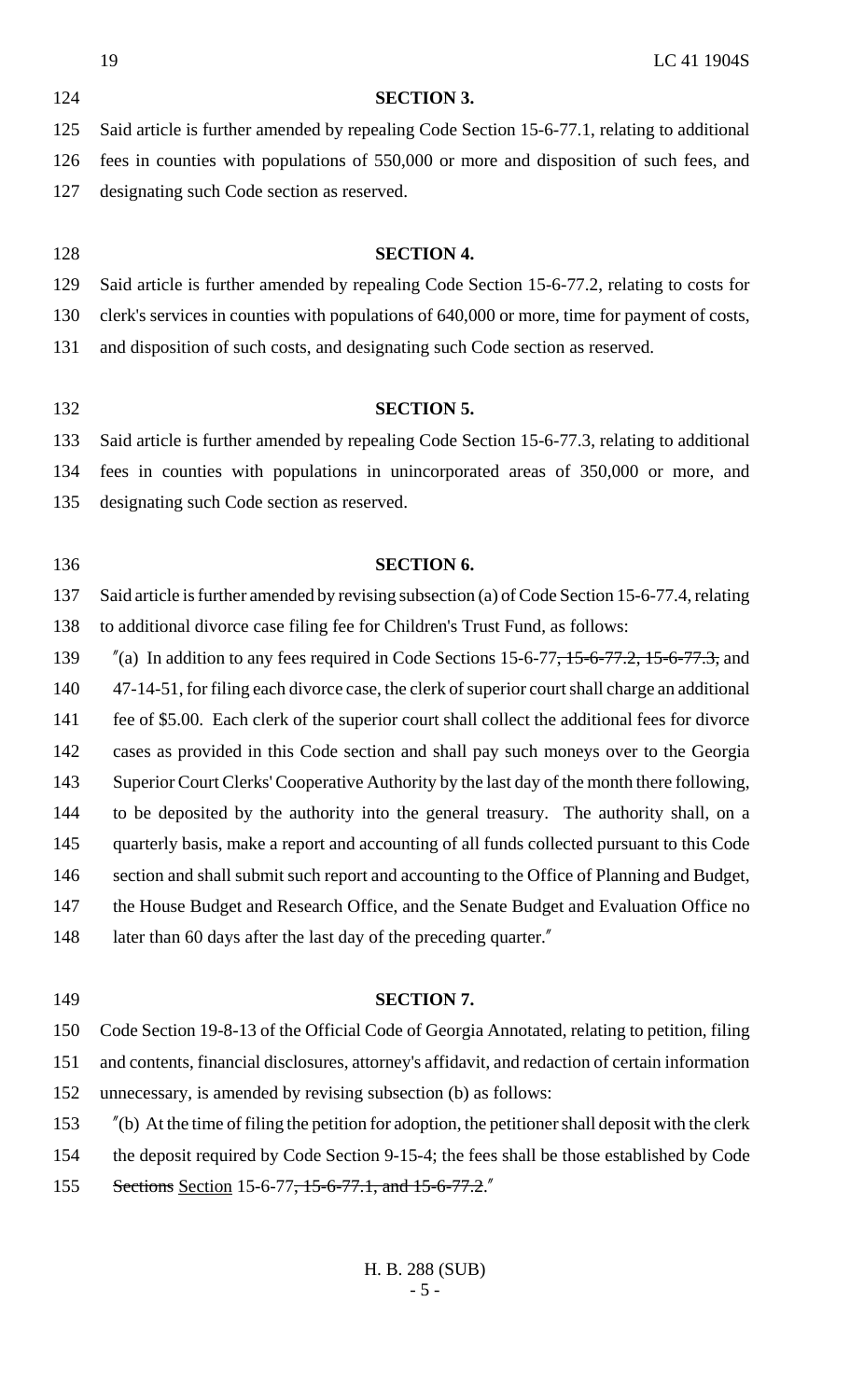**SECTION 3.**

Said article is further amended by repealing Code Section 15-6-77.1, relating to additional fees in counties with populations of 550,000 or more and disposition of such fees, and designating such Code section as reserved.

**SECTION 4.**

Said article is further amended by repealing Code Section 15-6-77.2, relating to costs for clerk's services in counties with populations of 640,000 or more, time for payment of costs, and disposition of such costs, and designating such Code section as reserved.

**SECTION 5.**

Said article is further amended by repealing Code Section 15-6-77.3, relating to additional fees in counties with populations in unincorporated areas of 350,000 or more, and designating such Code section as reserved.

**SECTION 6.**

Said article is further amended by revising subsection (a) of Code Section 15-6-77.4, relating to additional divorce case filing fee for Children's Trust Fund, as follows:

"(a) In addition to any fees required in Code Sections 15-6-77~~, 15-6-77.2, 15-6-77.3,~~ and 47-14-51, for filing each divorce case, the clerk of superior court shall charge an additional fee of $5.00. Each clerk of the superior court shall collect the additional fees for divorce cases as provided in this Code section and shall pay such moneys over to the Georgia Superior Court Clerks' Cooperative Authority by the last day of the month there following, to be deposited by the authority into the general treasury. The authority shall, on a quarterly basis, make a report and accounting of all funds collected pursuant to this Code section and shall submit such report and accounting to the Office of Planning and Budget, the House Budget and Research Office, and the Senate Budget and Evaluation Office no later than 60 days after the last day of the preceding quarter."

**SECTION 7.**

Code Section 19-8-13 of the Official Code of Georgia Annotated, relating to petition, filing and contents, financial disclosures, attorney's affidavit, and redaction of certain information unnecessary, is amended by revising subsection (b) as follows:

"(b) At the time of filing the petition for adoption, the petitioner shall deposit with the clerk the deposit required by Code Section 9-15-4; the fees shall be those established by Code ~~Sections~~ Section 15-6-77~~, 15-6-77.1, and 15-6-77.2~~."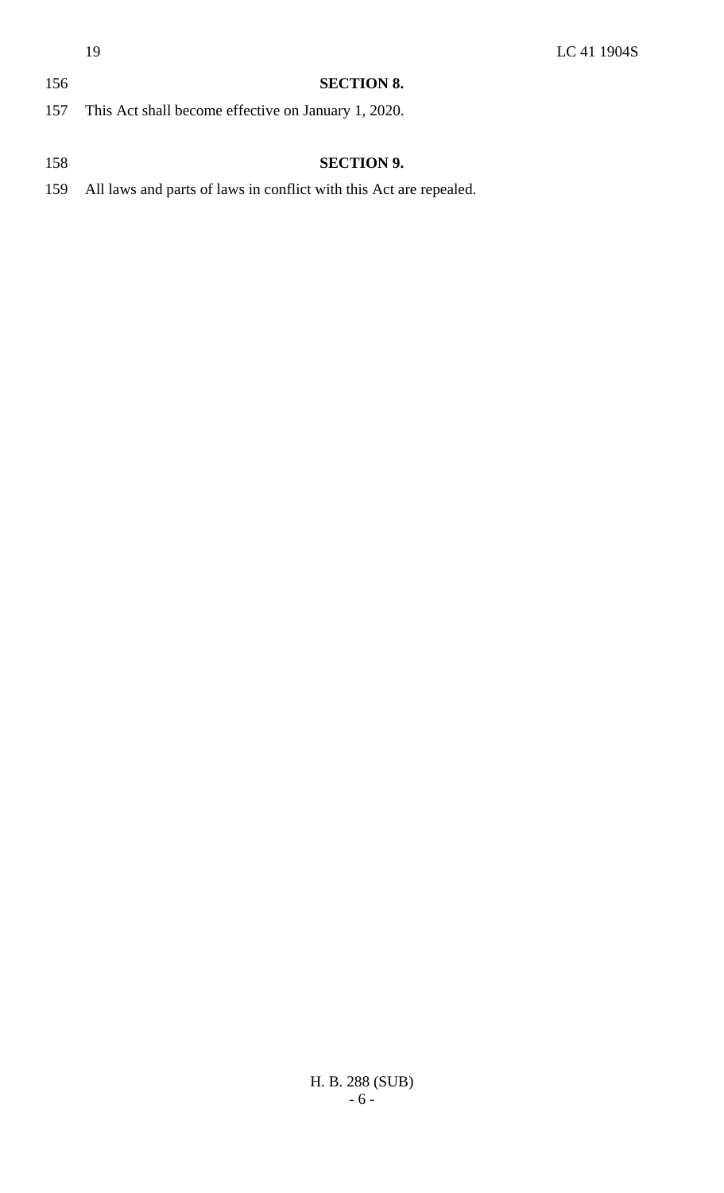**SECTION 8.**

This Act shall become effective on January 1, 2020.

**SECTION 9.**

All laws and parts of laws in conflict with this Act are repealed.